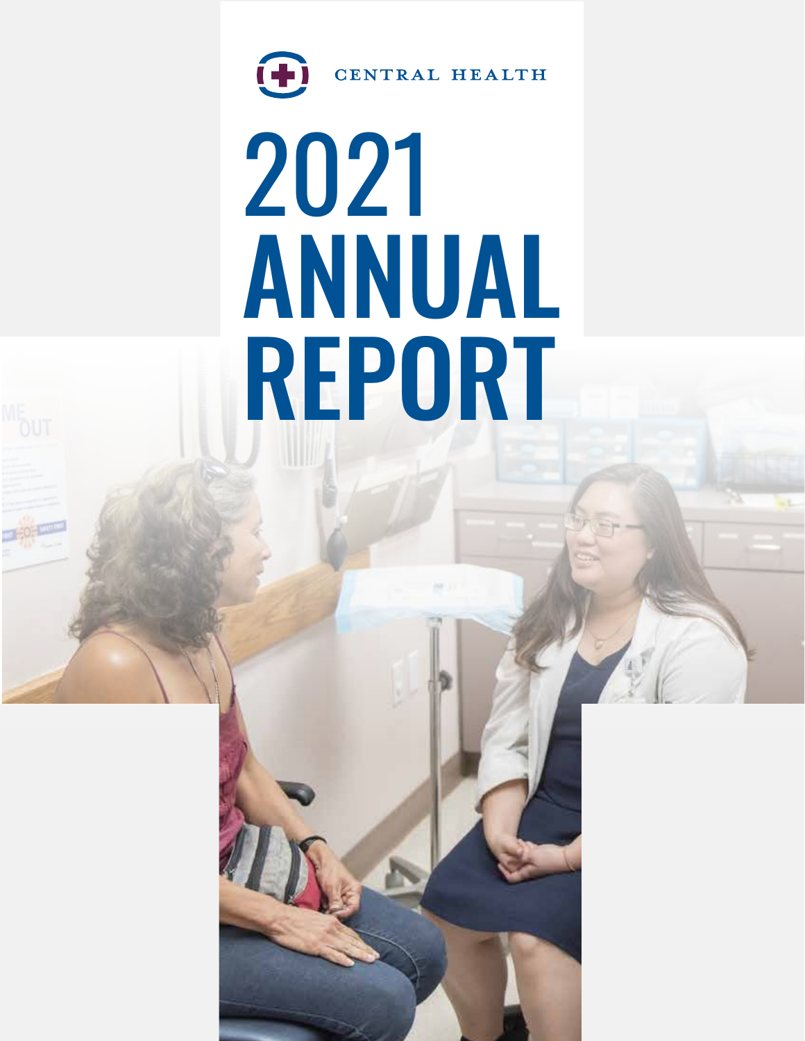CENTRAL HEALTH

# 2021 ANNUAL REPORT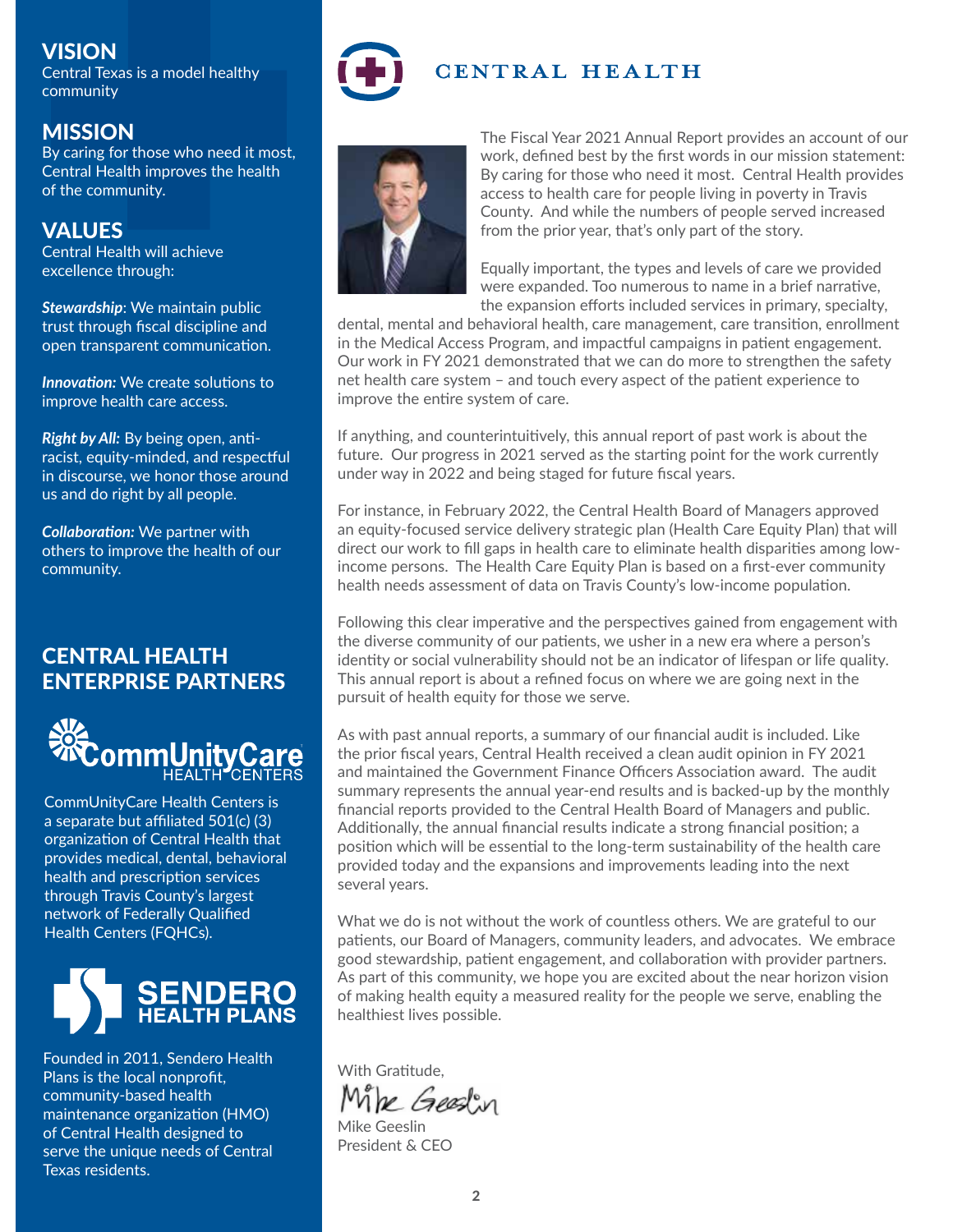## VISION

Central Texas is a model healthy community

## MISSION

By caring for those who need it most, Central Health improves the health of the community.

## VALUES

Central Health will achieve excellence through:

***Stewardship***: We maintain public trust through fiscal discipline and open transparent communication.

***Innovation:*** We create solutions to improve health care access.

***Right by All:*** By being open, anti-racist, equity-minded, and respectful in discourse, we honor those around us and do right by all people.

***Collaboration:*** We partner with others to improve the health of our community.

## CENTRAL HEALTH ENTERPRISE PARTNERS

CommUnityCare HEALTH CENTERS

CommUnityCare Health Centers is a separate but affiliated 501(c) (3) organization of Central Health that provides medical, dental, behavioral health and prescription services through Travis County's largest network of Federally Qualified Health Centers (FQHCs).

SENDERO HEALTH PLANS

Founded in 2011, Sendero Health Plans is the local nonprofit, community-based health maintenance organization (HMO) of Central Health designed to serve the unique needs of Central Texas residents.

# CENTRAL HEALTH

The Fiscal Year 2021 Annual Report provides an account of our work, defined best by the first words in our mission statement: By caring for those who need it most. Central Health provides access to health care for people living in poverty in Travis County. And while the numbers of people served increased from the prior year, that's only part of the story.

Equally important, the types and levels of care we provided were expanded. Too numerous to name in a brief narrative, the expansion efforts included services in primary, specialty, dental, mental and behavioral health, care management, care transition, enrollment in the Medical Access Program, and impactful campaigns in patient engagement. Our work in FY 2021 demonstrated that we can do more to strengthen the safety net health care system – and touch every aspect of the patient experience to improve the entire system of care.

If anything, and counterintuitively, this annual report of past work is about the future. Our progress in 2021 served as the starting point for the work currently under way in 2022 and being staged for future fiscal years.

For instance, in February 2022, the Central Health Board of Managers approved an equity-focused service delivery strategic plan (Health Care Equity Plan) that will direct our work to fill gaps in health care to eliminate health disparities among low-income persons. The Health Care Equity Plan is based on a first-ever community health needs assessment of data on Travis County's low-income population.

Following this clear imperative and the perspectives gained from engagement with the diverse community of our patients, we usher in a new era where a person's identity or social vulnerability should not be an indicator of lifespan or life quality. This annual report is about a refined focus on where we are going next in the pursuit of health equity for those we serve.

As with past annual reports, a summary of our financial audit is included. Like the prior fiscal years, Central Health received a clean audit opinion in FY 2021 and maintained the Government Finance Officers Association award. The audit summary represents the annual year-end results and is backed-up by the monthly financial reports provided to the Central Health Board of Managers and public. Additionally, the annual financial results indicate a strong financial position; a position which will be essential to the long-term sustainability of the health care provided today and the expansions and improvements leading into the next several years.

What we do is not without the work of countless others. We are grateful to our patients, our Board of Managers, community leaders, and advocates. We embrace good stewardship, patient engagement, and collaboration with provider partners. As part of this community, we hope you are excited about the near horizon vision of making health equity a measured reality for the people we serve, enabling the healthiest lives possible.

With Gratitude,

Mike Geeslin

Mike Geeslin
President & CEO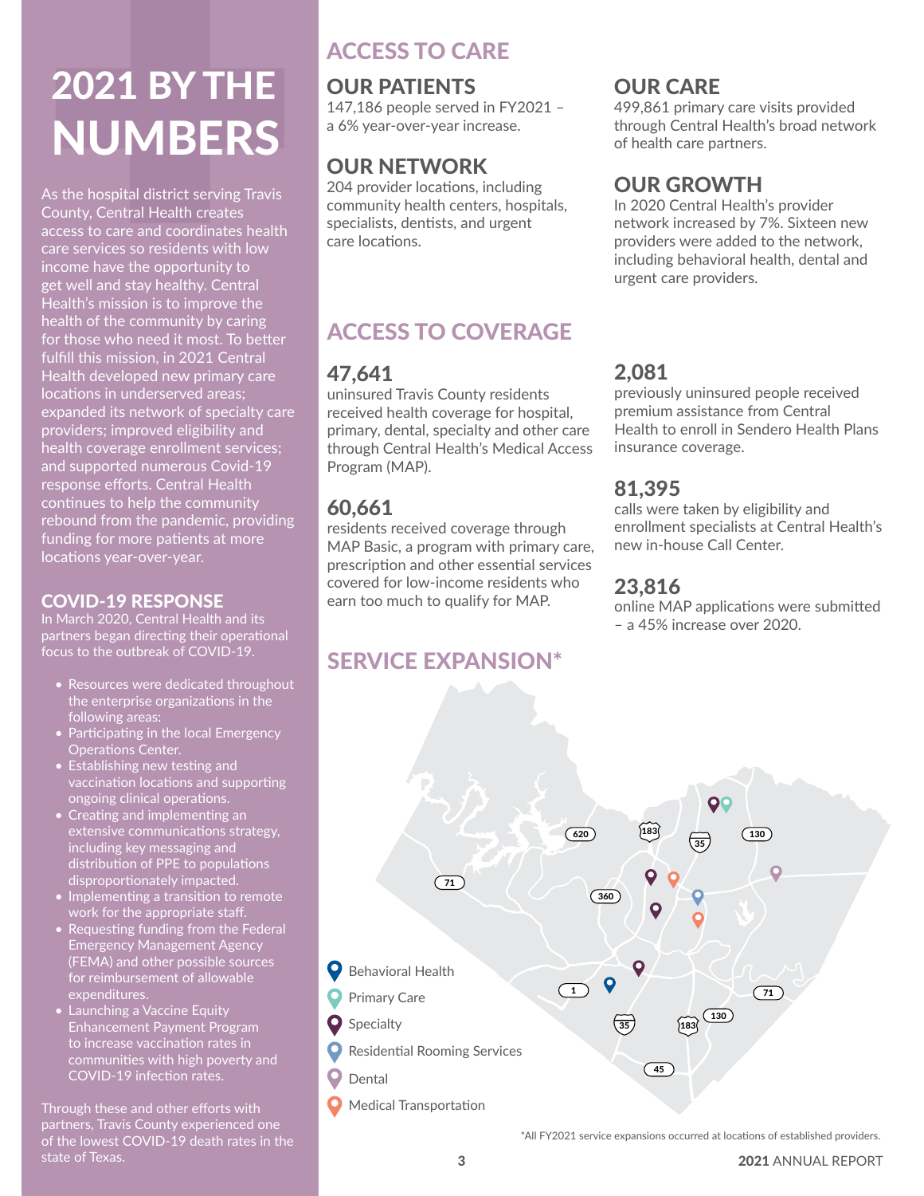# 2021 BY THE NUMBERS

As the hospital district serving Travis County, Central Health creates access to care and coordinates health care services so residents with low income have the opportunity to get well and stay healthy. Central Health's mission is to improve the health of the community by caring for those who need it most. To better fulfill this mission, in 2021 Central Health developed new primary care locations in underserved areas; expanded its network of specialty care providers; improved eligibility and health coverage enrollment services; and supported numerous Covid-19 response efforts. Central Health continues to help the community rebound from the pandemic, providing funding for more patients at more locations year-over-year.

### COVID-19 RESPONSE

In March 2020, Central Health and its partners began directing their operational focus to the outbreak of COVID-19.

- Resources were dedicated throughout the enterprise organizations in the following areas:
- Participating in the local Emergency Operations Center.
- Establishing new testing and vaccination locations and supporting ongoing clinical operations.
- Creating and implementing an extensive communications strategy, including key messaging and distribution of PPE to populations disproportionately impacted.
- Implementing a transition to remote work for the appropriate staff.
- Requesting funding from the Federal Emergency Management Agency (FEMA) and other possible sources for reimbursement of allowable expenditures.
- Launching a Vaccine Equity Enhancement Payment Program to increase vaccination rates in communities with high poverty and COVID-19 infection rates.

Through these and other efforts with partners, Travis County experienced one of the lowest COVID-19 death rates in the state of Texas.

## ACCESS TO CARE

### OUR PATIENTS

147,186 people served in FY2021 – a 6% year-over-year increase.

### OUR NETWORK

204 provider locations, including community health centers, hospitals, specialists, dentists, and urgent care locations.

### OUR CARE

499,861 primary care visits provided through Central Health's broad network of health care partners.

### OUR GROWTH

In 2020 Central Health's provider network increased by 7%. Sixteen new providers were added to the network, including behavioral health, dental and urgent care providers.

## ACCESS TO COVERAGE

### 47,641

uninsured Travis County residents received health coverage for hospital, primary, dental, specialty and other care through Central Health's Medical Access Program (MAP).

### 60,661

residents received coverage through MAP Basic, a program with primary care, prescription and other essential services covered for low-income residents who earn too much to qualify for MAP.

### 2,081

previously uninsured people received premium assistance from Central Health to enroll in Sendero Health Plans insurance coverage.

### 81,395

calls were taken by eligibility and enrollment specialists at Central Health's new in-house Call Center.

### 23,816

online MAP applications were submitted – a 45% increase over 2020.

## SERVICE EXPANSION*

- Behavioral Health
- Primary Care
- Specialty
- Residential Rooming Services
- Dental
- Medical Transportation

*All FY2021 service expansions occurred at locations of established providers.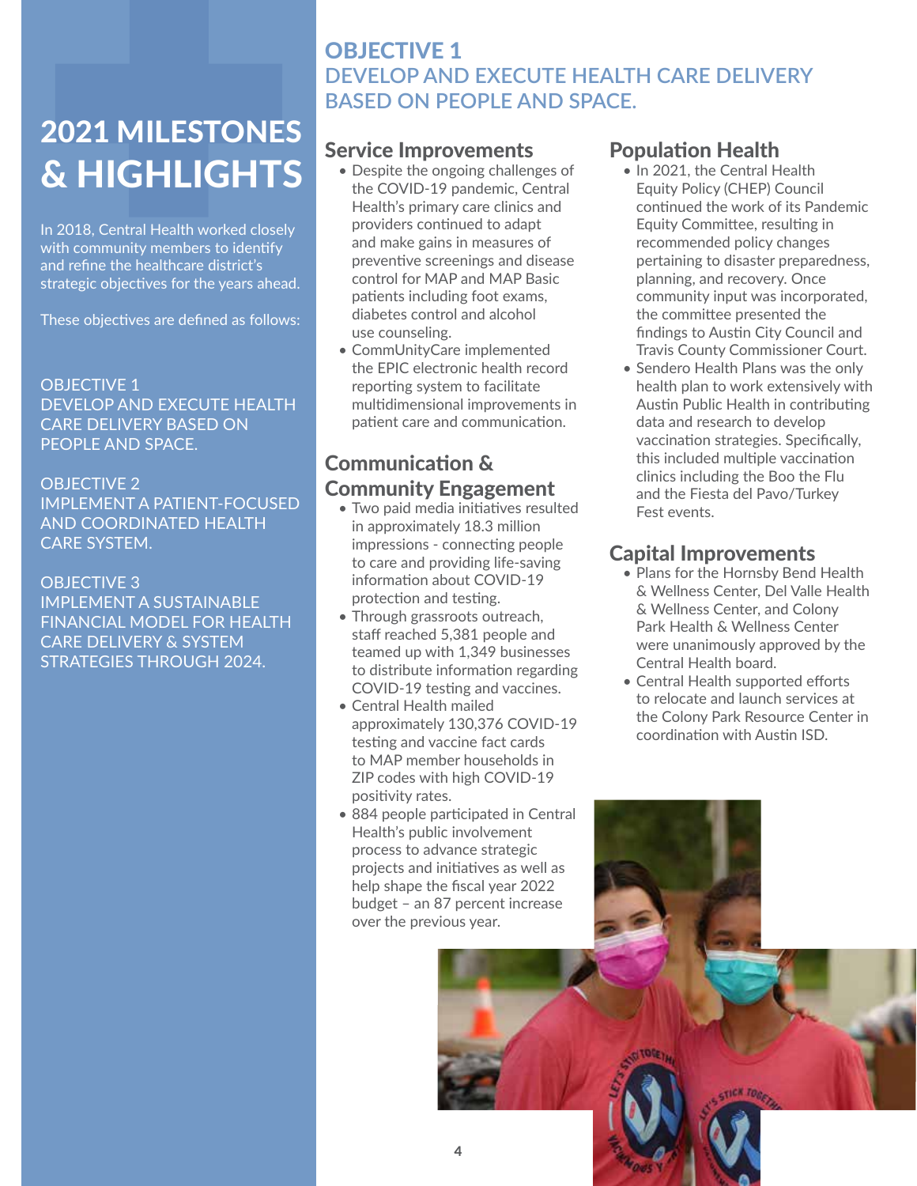# 2021 MILESTONES & HIGHLIGHTS

In 2018, Central Health worked closely with community members to identify and refine the healthcare district's strategic objectives for the years ahead.

These objectives are defined as follows:

OBJECTIVE 1
DEVELOP AND EXECUTE HEALTH CARE DELIVERY BASED ON PEOPLE AND SPACE.

OBJECTIVE 2
IMPLEMENT A PATIENT-FOCUSED AND COORDINATED HEALTH CARE SYSTEM.

OBJECTIVE 3
IMPLEMENT A SUSTAINABLE FINANCIAL MODEL FOR HEALTH CARE DELIVERY & SYSTEM STRATEGIES THROUGH 2024.

## OBJECTIVE 1
## DEVELOP AND EXECUTE HEALTH CARE DELIVERY BASED ON PEOPLE AND SPACE.

### Service Improvements

- Despite the ongoing challenges of the COVID-19 pandemic, Central Health's primary care clinics and providers continued to adapt and make gains in measures of preventive screenings and disease control for MAP and MAP Basic patients including foot exams, diabetes control and alcohol use counseling.
- CommUnityCare implemented the EPIC electronic health record reporting system to facilitate multidimensional improvements in patient care and communication.

### Communication & Community Engagement

- Two paid media initiatives resulted in approximately 18.3 million impressions - connecting people to care and providing life-saving information about COVID-19 protection and testing.
- Through grassroots outreach, staff reached 5,381 people and teamed up with 1,349 businesses to distribute information regarding COVID-19 testing and vaccines.
- Central Health mailed approximately 130,376 COVID-19 testing and vaccine fact cards to MAP member households in ZIP codes with high COVID-19 positivity rates.
- 884 people participated in Central Health's public involvement process to advance strategic projects and initiatives as well as help shape the fiscal year 2022 budget – an 87 percent increase over the previous year.

### Population Health

- In 2021, the Central Health Equity Policy (CHEP) Council continued the work of its Pandemic Equity Committee, resulting in recommended policy changes pertaining to disaster preparedness, planning, and recovery. Once community input was incorporated, the committee presented the findings to Austin City Council and Travis County Commissioner Court.
- Sendero Health Plans was the only health plan to work extensively with Austin Public Health in contributing data and research to develop vaccination strategies. Specifically, this included multiple vaccination clinics including the Boo the Flu and the Fiesta del Pavo/Turkey Fest events.

### Capital Improvements

- Plans for the Hornsby Bend Health & Wellness Center, Del Valle Health & Wellness Center, and Colony Park Health & Wellness Center were unanimously approved by the Central Health board.
- Central Health supported efforts to relocate and launch services at the Colony Park Resource Center in coordination with Austin ISD.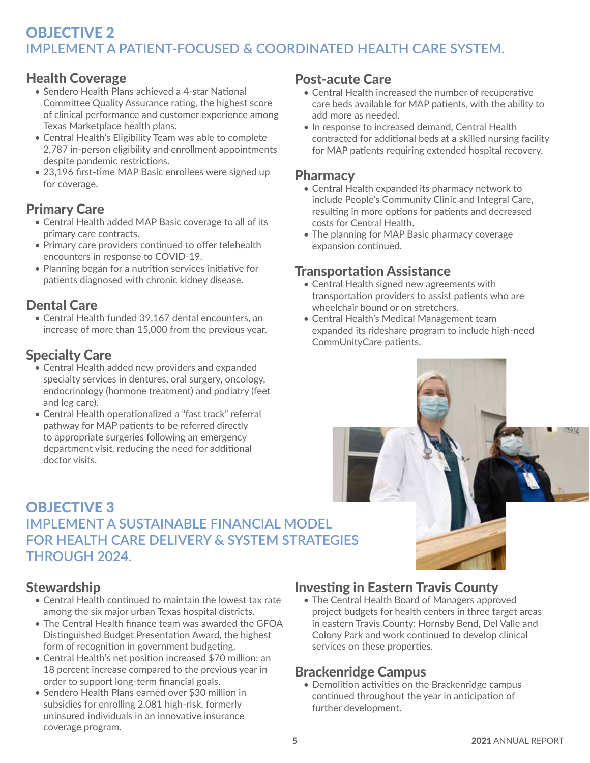## OBJECTIVE 2
## IMPLEMENT A PATIENT-FOCUSED & COORDINATED HEALTH CARE SYSTEM.

### Health Coverage

- Sendero Health Plans achieved a 4-star National Committee Quality Assurance rating, the highest score of clinical performance and customer experience among Texas Marketplace health plans.
- Central Health's Eligibility Team was able to complete 2,787 in-person eligibility and enrollment appointments despite pandemic restrictions.
- 23,196 first-time MAP Basic enrollees were signed up for coverage.

### Primary Care

- Central Health added MAP Basic coverage to all of its primary care contracts.
- Primary care providers continued to offer telehealth encounters in response to COVID-19.
- Planning began for a nutrition services initiative for patients diagnosed with chronic kidney disease.

### Dental Care

- Central Health funded 39,167 dental encounters, an increase of more than 15,000 from the previous year.

### Specialty Care

- Central Health added new providers and expanded specialty services in dentures, oral surgery, oncology, endocrinology (hormone treatment) and podiatry (feet and leg care).
- Central Health operationalized a "fast track" referral pathway for MAP patients to be referred directly to appropriate surgeries following an emergency department visit, reducing the need for additional doctor visits.

### Post-acute Care

- Central Health increased the number of recuperative care beds available for MAP patients, with the ability to add more as needed.
- In response to increased demand, Central Health contracted for additional beds at a skilled nursing facility for MAP patients requiring extended hospital recovery.

### Pharmacy

- Central Health expanded its pharmacy network to include People's Community Clinic and Integral Care, resulting in more options for patients and decreased costs for Central Health.
- The planning for MAP Basic pharmacy coverage expansion continued.

### Transportation Assistance

- Central Health signed new agreements with transportation providers to assist patients who are wheelchair bound or on stretchers.
- Central Health's Medical Management team expanded its rideshare program to include high-need CommUnityCare patients.

## OBJECTIVE 3
## IMPLEMENT A SUSTAINABLE FINANCIAL MODEL FOR HEALTH CARE DELIVERY & SYSTEM STRATEGIES THROUGH 2024.

### Stewardship

- Central Health continued to maintain the lowest tax rate among the six major urban Texas hospital districts.
- The Central Health finance team was awarded the GFOA Distinguished Budget Presentation Award, the highest form of recognition in government budgeting.
- Central Health's net position increased $70 million; an 18 percent increase compared to the previous year in order to support long-term financial goals.
- Sendero Health Plans earned over $30 million in subsidies for enrolling 2,081 high-risk, formerly uninsured individuals in an innovative insurance coverage program.

### Investing in Eastern Travis County

- The Central Health Board of Managers approved project budgets for health centers in three target areas in eastern Travis County: Hornsby Bend, Del Valle and Colony Park and work continued to develop clinical services on these properties.

### Brackenridge Campus

- Demolition activities on the Brackenridge campus continued throughout the year in anticipation of further development.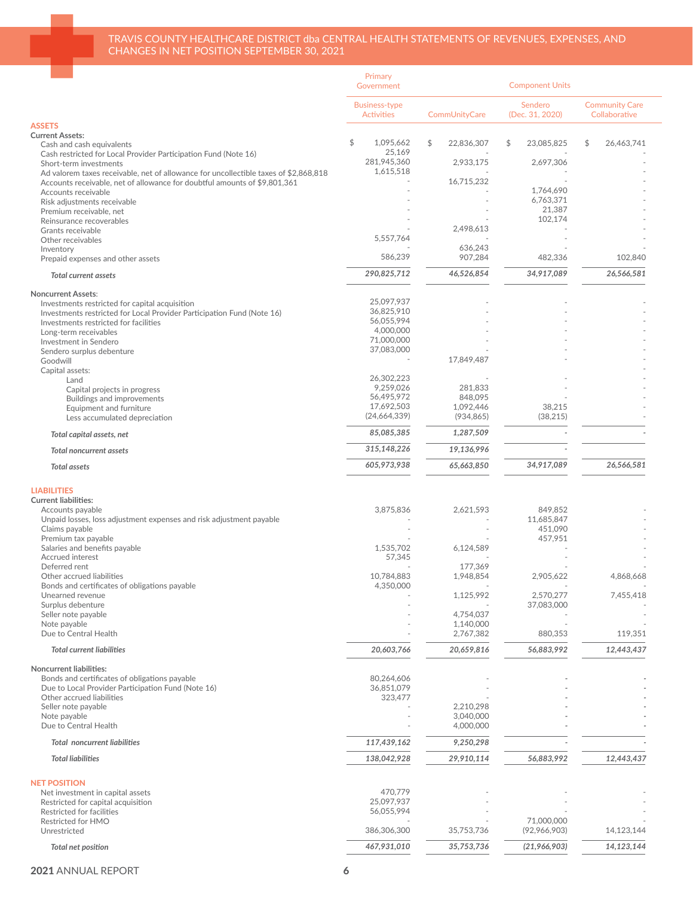# TRAVIS COUNTY HEALTHCARE DISTRICT dba CENTRAL HEALTH STATEMENTS OF REVENUES, EXPENSES, AND CHANGES IN NET POSITION SEPTEMBER 30, 2021

| | Primary Government | Component Units | | |
|---|---|---|---|---|
| | Business-type Activities | CommUnityCare | Sendero (Dec. 31, 2020) | Community Care Collaborative |
| **ASSETS** | | | | |
| **Current Assets:** | | | | |
| Cash and cash equivalents | $ 1,095,662 | $ 22,836,307 | $ 23,085,825 | $ 26,463,741 |
| Cash restricted for Local Provider Participation Fund (Note 16) | 25,169 | - | - | - |
| Short-term investments | 281,945,360 | 2,933,175 | 2,697,306 | - |
| Ad valorem taxes receivable, net of allowance for uncollectible taxes of $2,868,818 | 1,615,518 | - | - | - |
| Accounts receivable, net of allowance for doubtful amounts of $9,801,361 | - | 16,715,232 | - | - |
| Accounts receivable | - | - | 1,764,690 | - |
| Risk adjustments receivable | - | - | 6,763,371 | - |
| Premium receivable, net | - | - | 21,387 | - |
| Reinsurance recoverables | - | - | 102,174 | - |
| Grants receivable | - | 2,498,613 | - | - |
| Other receivables | 5,557,764 | - | - | - |
| Inventory | - | 636,243 | - | - |
| Prepaid expenses and other assets | 586,239 | 907,284 | 482,336 | 102,840 |
| *Total current assets* | *290,825,712* | *46,526,854* | *34,917,089* | *26,566,581* |
| **Noncurrent Assets:** | | | | |
| Investments restricted for capital acquisition | 25,097,937 | - | - | - |
| Investments restricted for Local Provider Participation Fund (Note 16) | 36,825,910 | - | - | - |
| Investments restricted for facilities | 56,055,994 | - | - | - |
| Long-term receivables | 4,000,000 | - | - | - |
| Investment in Sendero | 71,000,000 | - | - | - |
| Sendero surplus debenture | 37,083,000 | - | - | - |
| Goodwill | - | 17,849,487 | - | - |
| Capital assets: | | | | |
| Land | 26,302,223 | - | - | - |
| Capital projects in progress | 9,259,026 | 281,833 | - | - |
| Buildings and improvements | 56,495,972 | 848,095 | - | - |
| Equipment and furniture | 17,692,503 | 1,092,446 | 38,215 | - |
| Less accumulated depreciation | (24,664,339) | (934,865) | (38,215) | - |
| *Total capital assets, net* | *85,085,385* | *1,287,509* | - | - |
| *Total noncurrent assets* | *315,148,226* | *19,136,996* | - | |
| *Total assets* | *605,973,938* | *65,663,850* | *34,917,089* | *26,566,581* |
| **LIABILITIES** | | | | |
| **Current liabilities:** | | | | |
| Accounts payable | 3,875,836 | 2,621,593 | 849,852 | - |
| Unpaid losses, loss adjustment expenses and risk adjustment payable | - | - | 11,685,847 | - |
| Claims payable | - | - | 451,090 | - |
| Premium tax payable | - | - | 457,951 | - |
| Salaries and benefits payable | 1,535,702 | 6,124,589 | - | - |
| Accrued interest | 57,345 | - | - | - |
| Deferred rent | - | 177,369 | - | - |
| Other accrued liabilities | 10,784,883 | 1,948,854 | 2,905,622 | 4,868,668 |
| Bonds and certificates of obligations payable | 4,350,000 | - | - | - |
| Unearned revenue | - | 1,125,992 | 2,570,277 | 7,455,418 |
| Surplus debenture | - | - | 37,083,000 | - |
| Seller note payable | - | 4,754,037 | - | - |
| Note payable | - | 1,140,000 | - | - |
| Due to Central Health | - | 2,767,382 | 880,353 | 119,351 |
| *Total current liabilities* | *20,603,766* | *20,659,816* | *56,883,992* | *12,443,437* |
| **Noncurrent liabilities:** | | | | |
| Bonds and certificates of obligations payable | 80,264,606 | - | - | - |
| Due to Local Provider Participation Fund (Note 16) | 36,851,079 | - | - | - |
| Other accrued liabilities | 323,477 | - | - | - |
| Seller note payable | - | 2,210,298 | - | - |
| Note payable | - | 3,040,000 | - | - |
| Due to Central Health | - | 4,000,000 | - | - |
| *Total noncurrent liabilities* | *117,439,162* | *9,250,298* | - | - |
| *Total liabilities* | *138,042,928* | *29,910,114* | *56,883,992* | *12,443,437* |
| **NET POSITION** | | | | |
| Net investment in capital assets | 470,779 | - | - | - |
| Restricted for capital acquisition | 25,097,937 | - | - | - |
| Restricted for facilities | 56,055,994 | - | - | - |
| Restricted for HMO | - | - | 71,000,000 | - |
| Unrestricted | 386,306,300 | 35,753,736 | (92,966,903) | 14,123,144 |
| *Total net position* | *467,931,010* | *35,753,736* | *(21,966,903)* | *14,123,144* |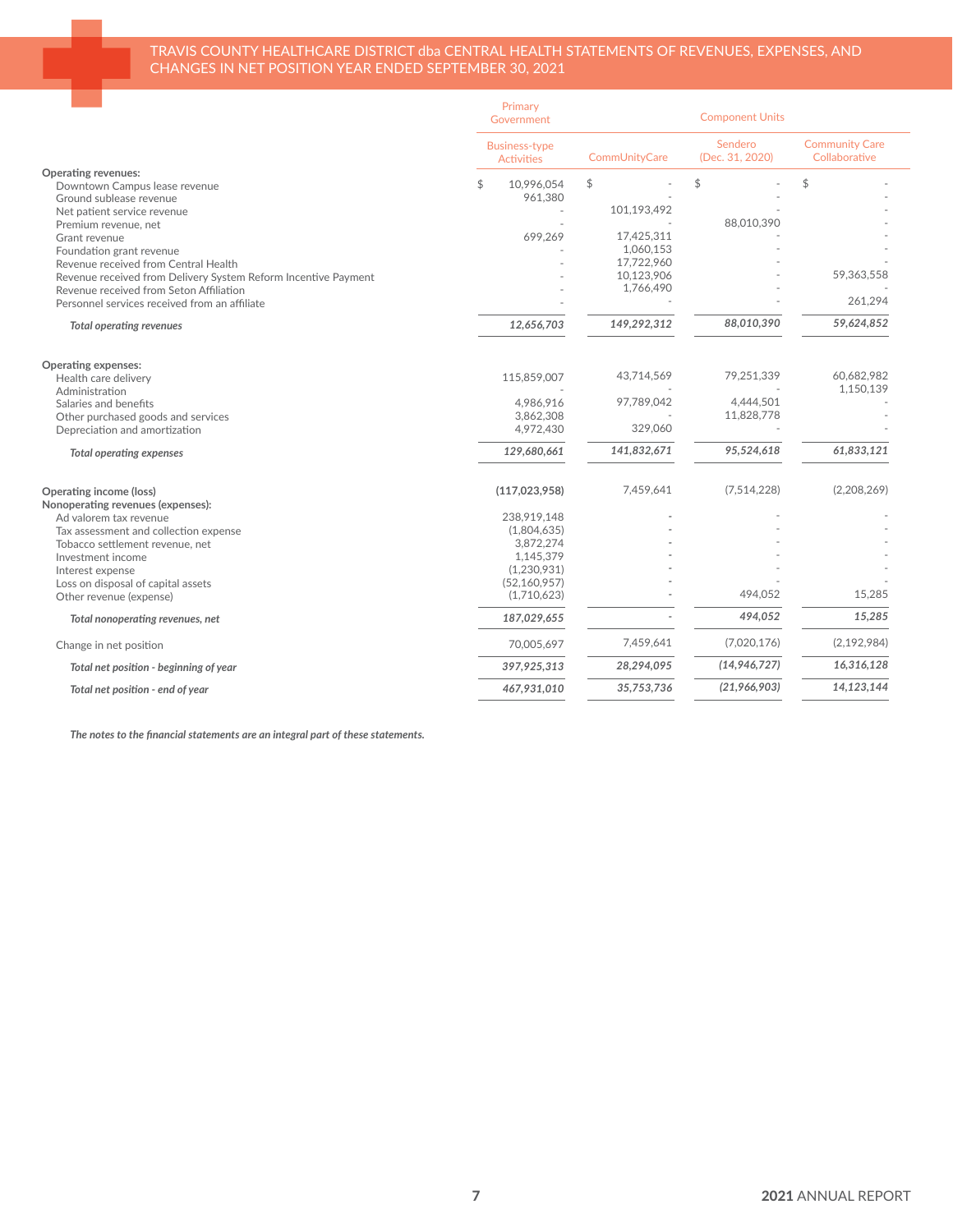# TRAVIS COUNTY HEALTHCARE DISTRICT dba CENTRAL HEALTH STATEMENTS OF REVENUES, EXPENSES, AND CHANGES IN NET POSITION YEAR ENDED SEPTEMBER 30, 2021

| | Primary Government | Component Units | | |
|---|---|---|---|---|
| | Business-type Activities | CommUnityCare | Sendero (Dec. 31, 2020) | Community Care Collaborative |
| **Operating revenues:** | | | | |
| Downtown Campus lease revenue | $ 10,996,054 | $ - | $ - | $ - |
| Ground sublease revenue | 961,380 | - | - | - |
| Net patient service revenue | - | 101,193,492 | - | - |
| Premium revenue, net | - | - | 88,010,390 | - |
| Grant revenue | 699,269 | 17,425,311 | - | - |
| Foundation grant revenue | - | 1,060,153 | - | - |
| Revenue received from Central Health | - | 17,722,960 | - | - |
| Revenue received from Delivery System Reform Incentive Payment | - | 10,123,906 | - | 59,363,558 |
| Revenue received from Seton Affiliation | - | 1,766,490 | - | - |
| Personnel services received from an affiliate | - | - | - | 261,294 |
| *Total operating revenues* | *12,656,703* | *149,292,312* | *88,010,390* | *59,624,852* |
| **Operating expenses:** | | | | |
| Health care delivery | 115,859,007 | 43,714,569 | 79,251,339 | 60,682,982 |
| Administration | - | - | - | 1,150,139 |
| Salaries and benefits | 4,986,916 | 97,789,042 | 4,444,501 | - |
| Other purchased goods and services | 3,862,308 | - | 11,828,778 | - |
| Depreciation and amortization | 4,972,430 | 329,060 | - | - |
| *Total operating expenses* | *129,680,661* | *141,832,671* | *95,524,618* | *61,833,121* |
| **Operating income (loss)** | **(117,023,958)** | 7,459,641 | (7,514,228) | (2,208,269) |
| **Nonoperating revenues (expenses):** | | | | |
| Ad valorem tax revenue | 238,919,148 | - | - | - |
| Tax assessment and collection expense | (1,804,635) | - | - | - |
| Tobacco settlement revenue, net | 3,872,274 | - | - | - |
| Investment income | 1,145,379 | - | - | - |
| Interest expense | (1,230,931) | - | - | - |
| Loss on disposal of capital assets | (52,160,957) | - | - | - |
| Other revenue (expense) | (1,710,623) | - | 494,052 | 15,285 |
| *Total nonoperating revenues, net* | *187,029,655* | *-* | *494,052* | *15,285* |
| Change in net position | 70,005,697 | 7,459,641 | (7,020,176) | (2,192,984) |
| *Total net position - beginning of year* | *397,925,313* | *28,294,095* | *(14,946,727)* | *16,316,128* |
| *Total net position - end of year* | *467,931,010* | *35,753,736* | *(21,966,903)* | *14,123,144* |

***The notes to the financial statements are an integral part of these statements.***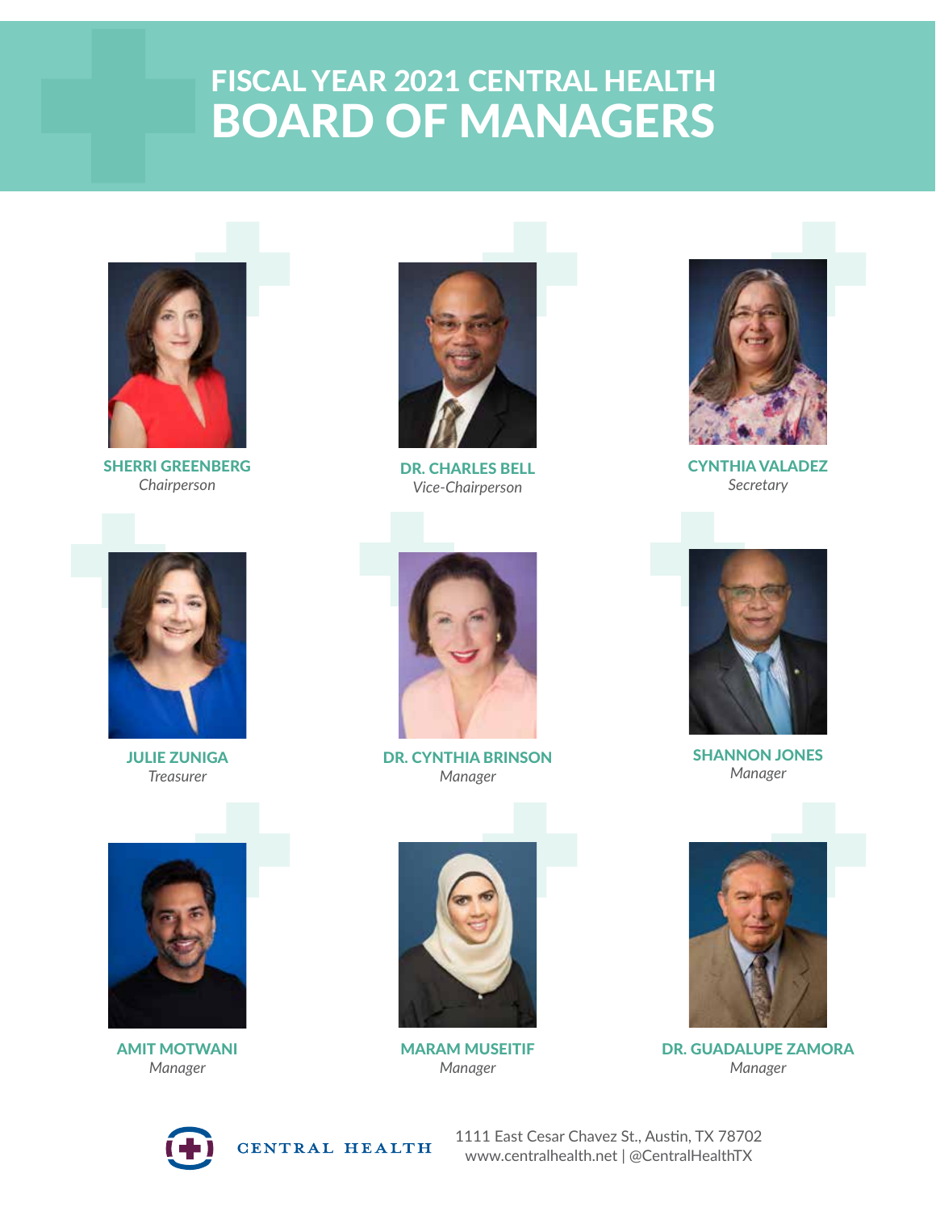# FISCAL YEAR 2021 CENTRAL HEALTH BOARD OF MANAGERS

**SHERRI GREENBERG**
*Chairperson*

**DR. CHARLES BELL**
*Vice-Chairperson*

**CYNTHIA VALADEZ**
*Secretary*

**JULIE ZUNIGA**
*Treasurer*

**DR. CYNTHIA BRINSON**
*Manager*

**SHANNON JONES**
*Manager*

**AMIT MOTWANI**
*Manager*

**MARAM MUSEITIF**
*Manager*

**DR. GUADALUPE ZAMORA**
*Manager*

CENTRAL HEALTH

1111 East Cesar Chavez St., Austin, TX 78702
www.centralhealth.net | @CentralHealthTX